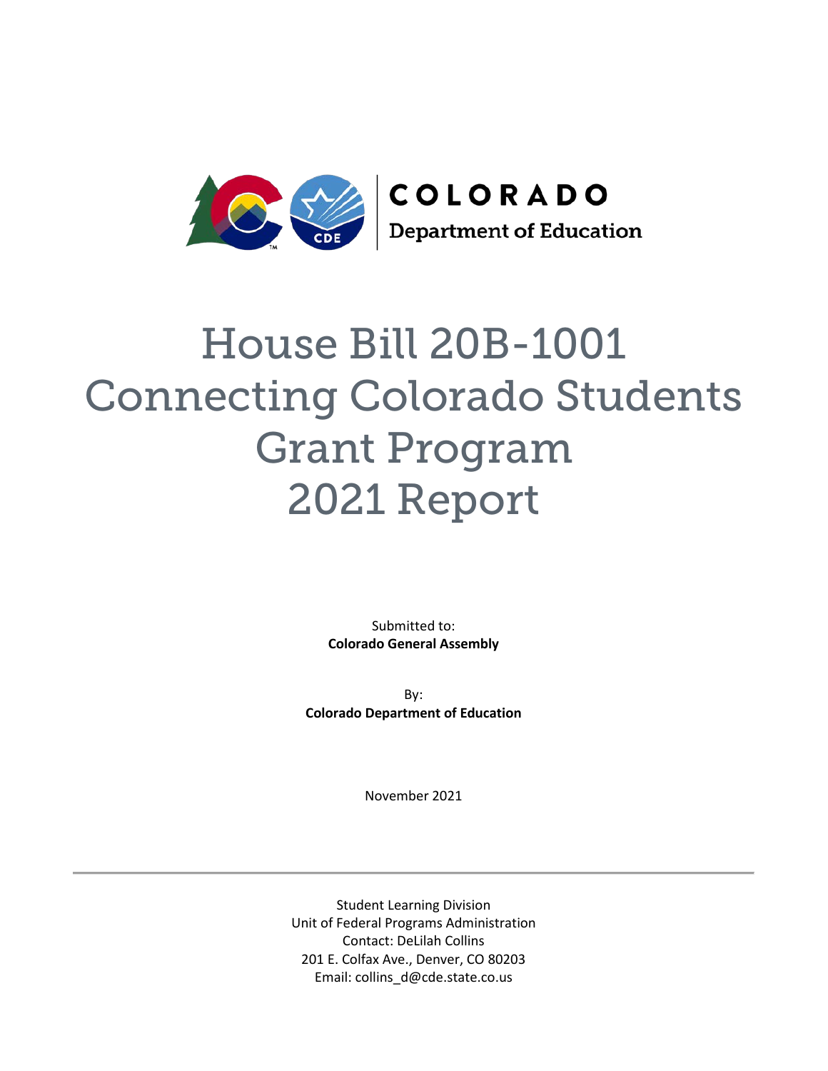COLORADO
Department of Education

# House Bill 20B-1001 Connecting Colorado Students Grant Program 2021 Report

Submitted to:
**Colorado General Assembly**

By:
**Colorado Department of Education**

November 2021

---

Student Learning Division
Unit of Federal Programs Administration
Contact: DeLilah Collins
201 E. Colfax Ave., Denver, CO 80203
Email: collins_d@cde.state.co.us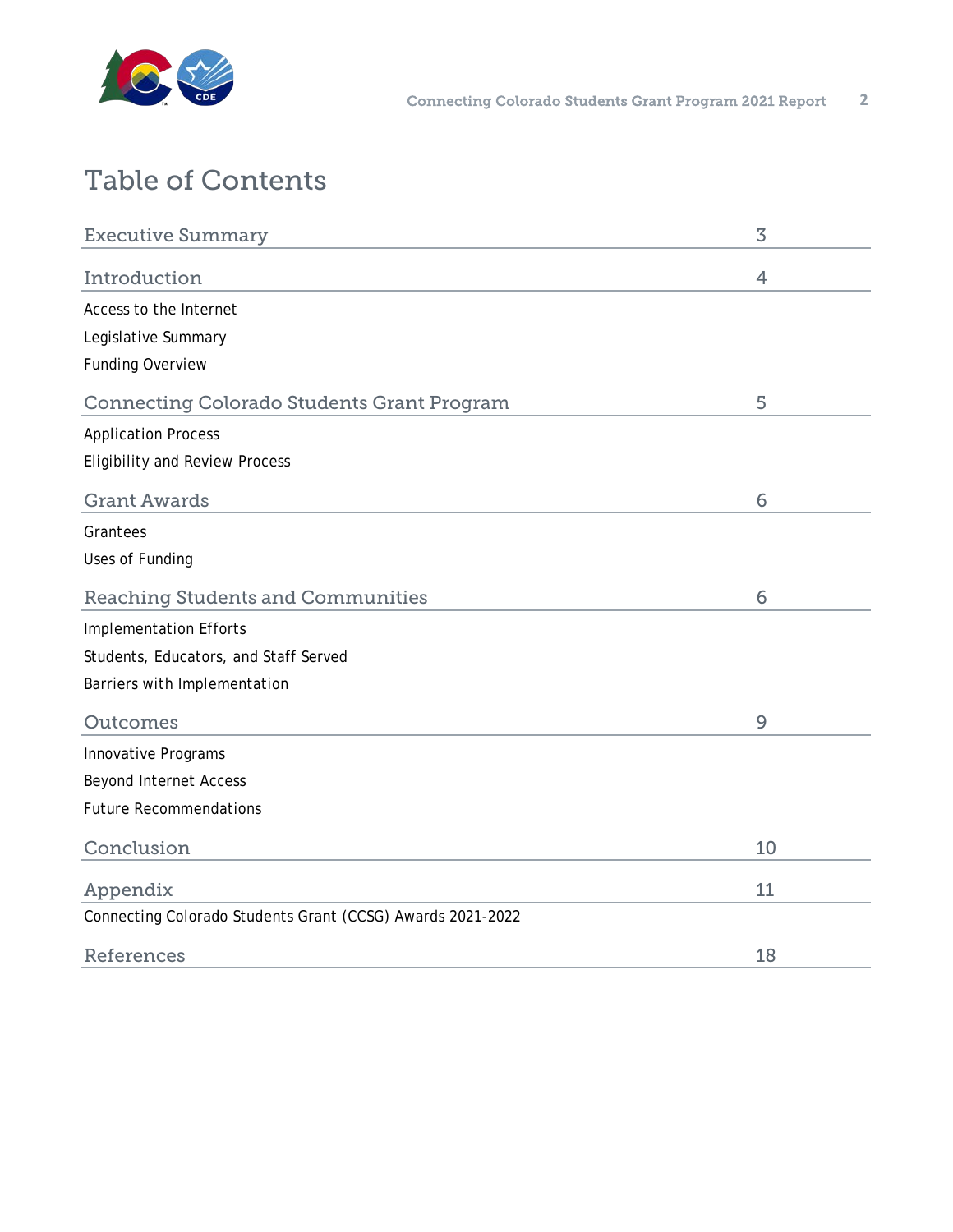# Table of Contents

| Section | Page |
|---|---|
| Executive Summary | 3 |
| Introduction | 4 |
| Access to the Internet | |
| Legislative Summary | |
| Funding Overview | |
| Connecting Colorado Students Grant Program | 5 |
| Application Process | |
| Eligibility and Review Process | |
| Grant Awards | 6 |
| Grantees | |
| Uses of Funding | |
| Reaching Students and Communities | 6 |
| Implementation Efforts | |
| Students, Educators, and Staff Served | |
| Barriers with Implementation | |
| Outcomes | 9 |
| Innovative Programs | |
| Beyond Internet Access | |
| Future Recommendations | |
| Conclusion | 10 |
| Appendix | 11 |
| Connecting Colorado Students Grant (CCSG) Awards 2021-2022 | |
| References | 18 |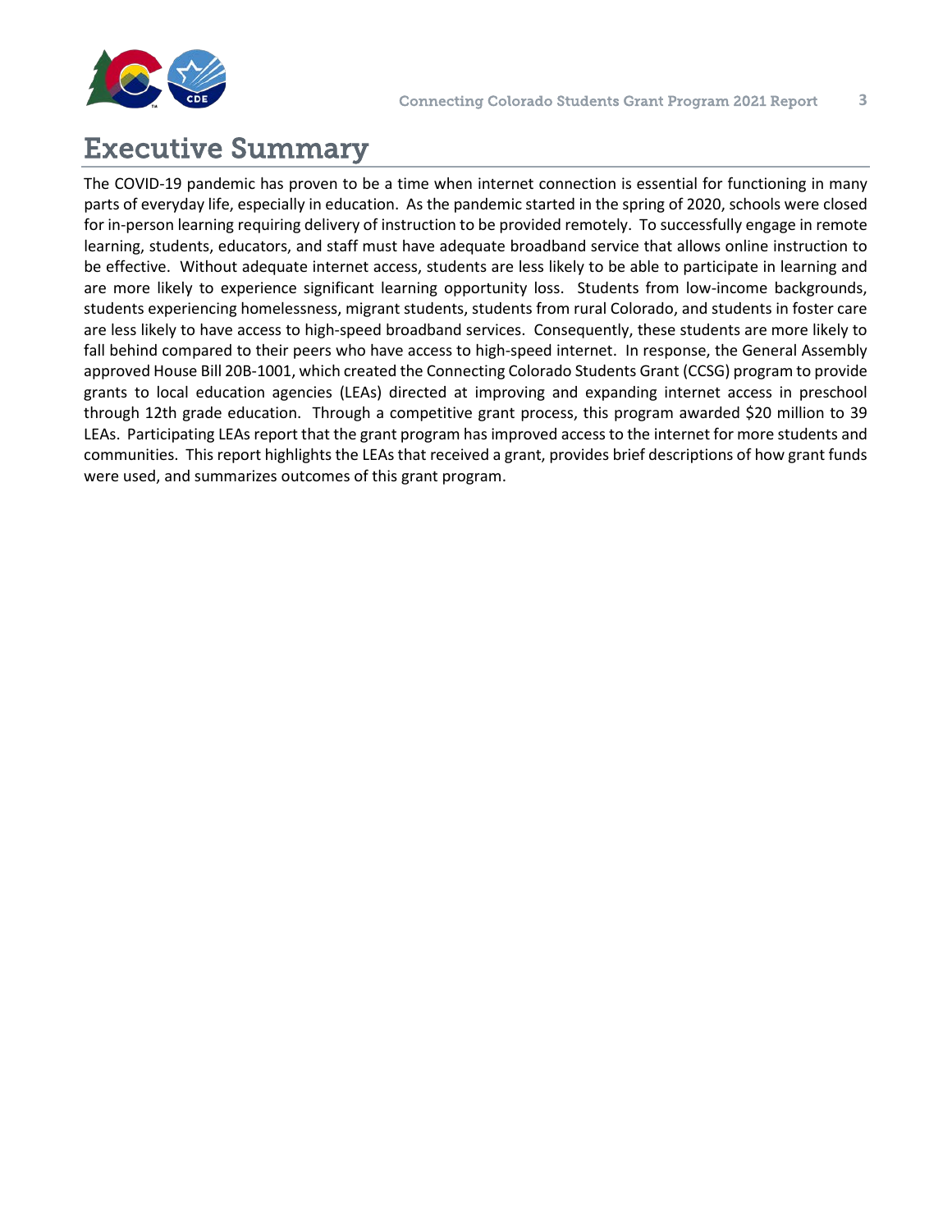# Executive Summary

The COVID-19 pandemic has proven to be a time when internet connection is essential for functioning in many parts of everyday life, especially in education. As the pandemic started in the spring of 2020, schools were closed for in-person learning requiring delivery of instruction to be provided remotely. To successfully engage in remote learning, students, educators, and staff must have adequate broadband service that allows online instruction to be effective. Without adequate internet access, students are less likely to be able to participate in learning and are more likely to experience significant learning opportunity loss. Students from low-income backgrounds, students experiencing homelessness, migrant students, students from rural Colorado, and students in foster care are less likely to have access to high-speed broadband services. Consequently, these students are more likely to fall behind compared to their peers who have access to high-speed internet. In response, the General Assembly approved House Bill 20B-1001, which created the Connecting Colorado Students Grant (CCSG) program to provide grants to local education agencies (LEAs) directed at improving and expanding internet access in preschool through 12th grade education. Through a competitive grant process, this program awarded $20 million to 39 LEAs. Participating LEAs report that the grant program has improved access to the internet for more students and communities. This report highlights the LEAs that received a grant, provides brief descriptions of how grant funds were used, and summarizes outcomes of this grant program.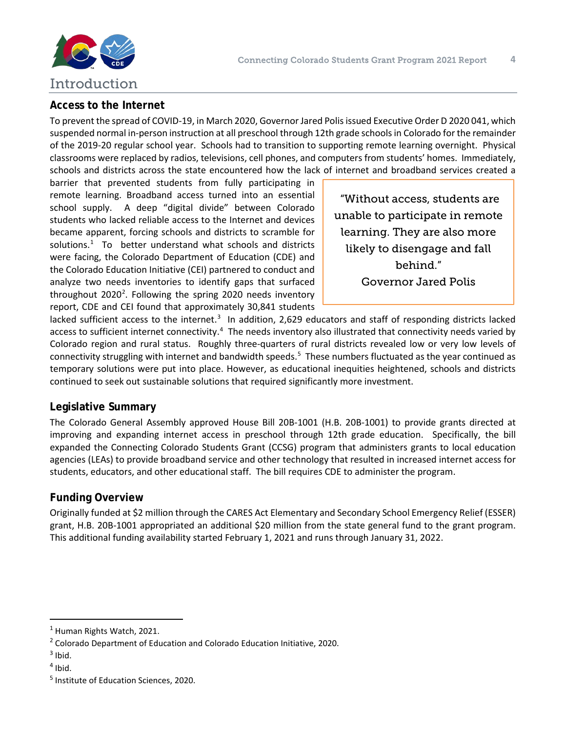# Introduction

## Access to the Internet

To prevent the spread of COVID-19, in March 2020, Governor Jared Polis issued Executive Order D 2020 041, which suspended normal in-person instruction at all preschool through 12th grade schools in Colorado for the remainder of the 2019-20 regular school year. Schools had to transition to supporting remote learning overnight. Physical classrooms were replaced by radios, televisions, cell phones, and computers from students' homes. Immediately, schools and districts across the state encountered how the lack of internet and broadband services created a barrier that prevented students from fully participating in remote learning. Broadband access turned into an essential school supply. A deep "digital divide" between Colorado students who lacked reliable access to the Internet and devices became apparent, forcing schools and districts to scramble for solutions.[1] To better understand what schools and districts were facing, the Colorado Department of Education (CDE) and the Colorado Education Initiative (CEI) partnered to conduct and analyze two needs inventories to identify gaps that surfaced throughout 2020[2]. Following the spring 2020 needs inventory report, CDE and CEI found that approximately 30,841 students lacked sufficient access to the internet.[3] In addition, 2,629 educators and staff of responding districts lacked access to sufficient internet connectivity.[4] The needs inventory also illustrated that connectivity needs varied by Colorado region and rural status. Roughly three-quarters of rural districts revealed low or very low levels of connectivity struggling with internet and bandwidth speeds.[5] These numbers fluctuated as the year continued as temporary solutions were put into place. However, as educational inequities heightened, schools and districts continued to seek out sustainable solutions that required significantly more investment.

> "Without access, students are unable to participate in remote learning. They are also more likely to disengage and fall behind."
> Governor Jared Polis

## Legislative Summary

The Colorado General Assembly approved House Bill 20B-1001 (H.B. 20B-1001) to provide grants directed at improving and expanding internet access in preschool through 12th grade education. Specifically, the bill expanded the Connecting Colorado Students Grant (CCSG) program that administers grants to local education agencies (LEAs) to provide broadband service and other technology that resulted in increased internet access for students, educators, and other educational staff. The bill requires CDE to administer the program.

## Funding Overview

Originally funded at $2 million through the CARES Act Elementary and Secondary School Emergency Relief (ESSER) grant, H.B. 20B-1001 appropriated an additional $20 million from the state general fund to the grant program. This additional funding availability started February 1, 2021 and runs through January 31, 2022.

---

[1] Human Rights Watch, 2021.

[2] Colorado Department of Education and Colorado Education Initiative, 2020.

[3] Ibid.

[4] Ibid.

[5] Institute of Education Sciences, 2020.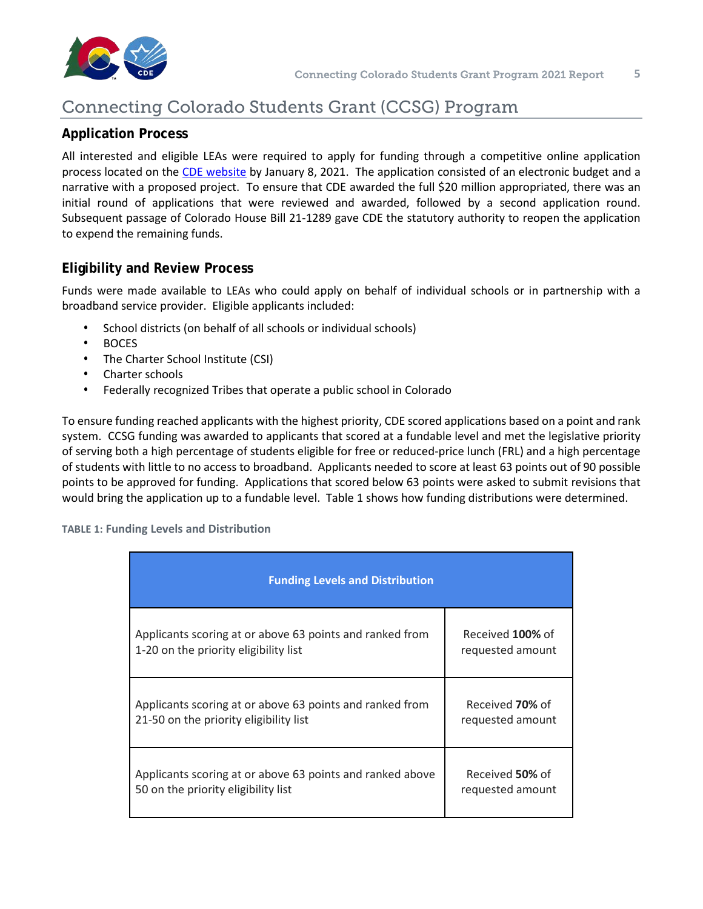# Connecting Colorado Students Grant (CCSG) Program

## Application Process

All interested and eligible LEAs were required to apply for funding through a competitive online application process located on the [CDE website](https://www.cde.state.co.us) by January 8, 2021. The application consisted of an electronic budget and a narrative with a proposed project. To ensure that CDE awarded the full $20 million appropriated, there was an initial round of applications that were reviewed and awarded, followed by a second application round. Subsequent passage of Colorado House Bill 21-1289 gave CDE the statutory authority to reopen the application to expend the remaining funds.

## Eligibility and Review Process

Funds were made available to LEAs who could apply on behalf of individual schools or in partnership with a broadband service provider. Eligible applicants included:

- School districts (on behalf of all schools or individual schools)
- BOCES
- The Charter School Institute (CSI)
- Charter schools
- Federally recognized Tribes that operate a public school in Colorado

To ensure funding reached applicants with the highest priority, CDE scored applications based on a point and rank system. CCSG funding was awarded to applicants that scored at a fundable level and met the legislative priority of serving both a high percentage of students eligible for free or reduced-price lunch (FRL) and a high percentage of students with little to no access to broadband. Applicants needed to score at least 63 points out of 90 possible points to be approved for funding. Applications that scored below 63 points were asked to submit revisions that would bring the application up to a fundable level. Table 1 shows how funding distributions were determined.

**TABLE 1: Funding Levels and Distribution**

| Funding Levels and Distribution | |
|---|---|
| Applicants scoring at or above 63 points and ranked from 1-20 on the priority eligibility list | Received **100%** of requested amount |
| Applicants scoring at or above 63 points and ranked from 21-50 on the priority eligibility list | Received **70%** of requested amount |
| Applicants scoring at or above 63 points and ranked above 50 on the priority eligibility list | Received **50%** of requested amount |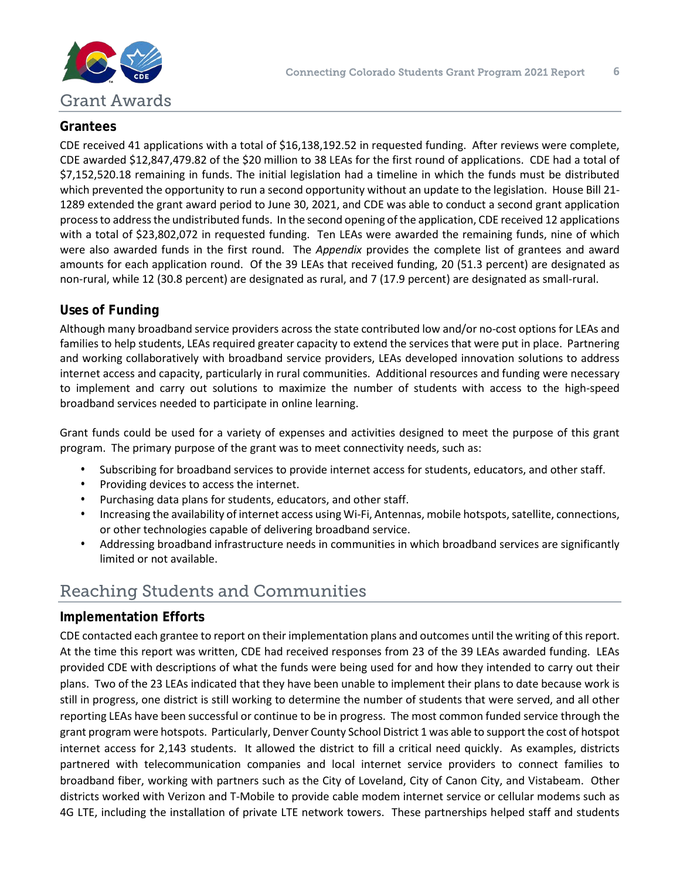# Grant Awards

## Grantees

CDE received 41 applications with a total of $16,138,192.52 in requested funding. After reviews were complete, CDE awarded $12,847,479.82 of the $20 million to 38 LEAs for the first round of applications. CDE had a total of $7,152,520.18 remaining in funds. The initial legislation had a timeline in which the funds must be distributed which prevented the opportunity to run a second opportunity without an update to the legislation. House Bill 21-1289 extended the grant award period to June 30, 2021, and CDE was able to conduct a second grant application process to address the undistributed funds. In the second opening of the application, CDE received 12 applications with a total of $23,802,072 in requested funding. Ten LEAs were awarded the remaining funds, nine of which were also awarded funds in the first round. The *Appendix* provides the complete list of grantees and award amounts for each application round. Of the 39 LEAs that received funding, 20 (51.3 percent) are designated as non-rural, while 12 (30.8 percent) are designated as rural, and 7 (17.9 percent) are designated as small-rural.

## Uses of Funding

Although many broadband service providers across the state contributed low and/or no-cost options for LEAs and families to help students, LEAs required greater capacity to extend the services that were put in place. Partnering and working collaboratively with broadband service providers, LEAs developed innovation solutions to address internet access and capacity, particularly in rural communities. Additional resources and funding were necessary to implement and carry out solutions to maximize the number of students with access to the high-speed broadband services needed to participate in online learning.

Grant funds could be used for a variety of expenses and activities designed to meet the purpose of this grant program. The primary purpose of the grant was to meet connectivity needs, such as:

- Subscribing for broadband services to provide internet access for students, educators, and other staff.
- Providing devices to access the internet.
- Purchasing data plans for students, educators, and other staff.
- Increasing the availability of internet access using Wi-Fi, Antennas, mobile hotspots, satellite, connections, or other technologies capable of delivering broadband service.
- Addressing broadband infrastructure needs in communities in which broadband services are significantly limited or not available.

# Reaching Students and Communities

## Implementation Efforts

CDE contacted each grantee to report on their implementation plans and outcomes until the writing of this report. At the time this report was written, CDE had received responses from 23 of the 39 LEAs awarded funding. LEAs provided CDE with descriptions of what the funds were being used for and how they intended to carry out their plans. Two of the 23 LEAs indicated that they have been unable to implement their plans to date because work is still in progress, one district is still working to determine the number of students that were served, and all other reporting LEAs have been successful or continue to be in progress. The most common funded service through the grant program were hotspots. Particularly, Denver County School District 1 was able to support the cost of hotspot internet access for 2,143 students. It allowed the district to fill a critical need quickly. As examples, districts partnered with telecommunication companies and local internet service providers to connect families to broadband fiber, working with partners such as the City of Loveland, City of Canon City, and Vistabeam. Other districts worked with Verizon and T-Mobile to provide cable modem internet service or cellular modems such as 4G LTE, including the installation of private LTE network towers. These partnerships helped staff and students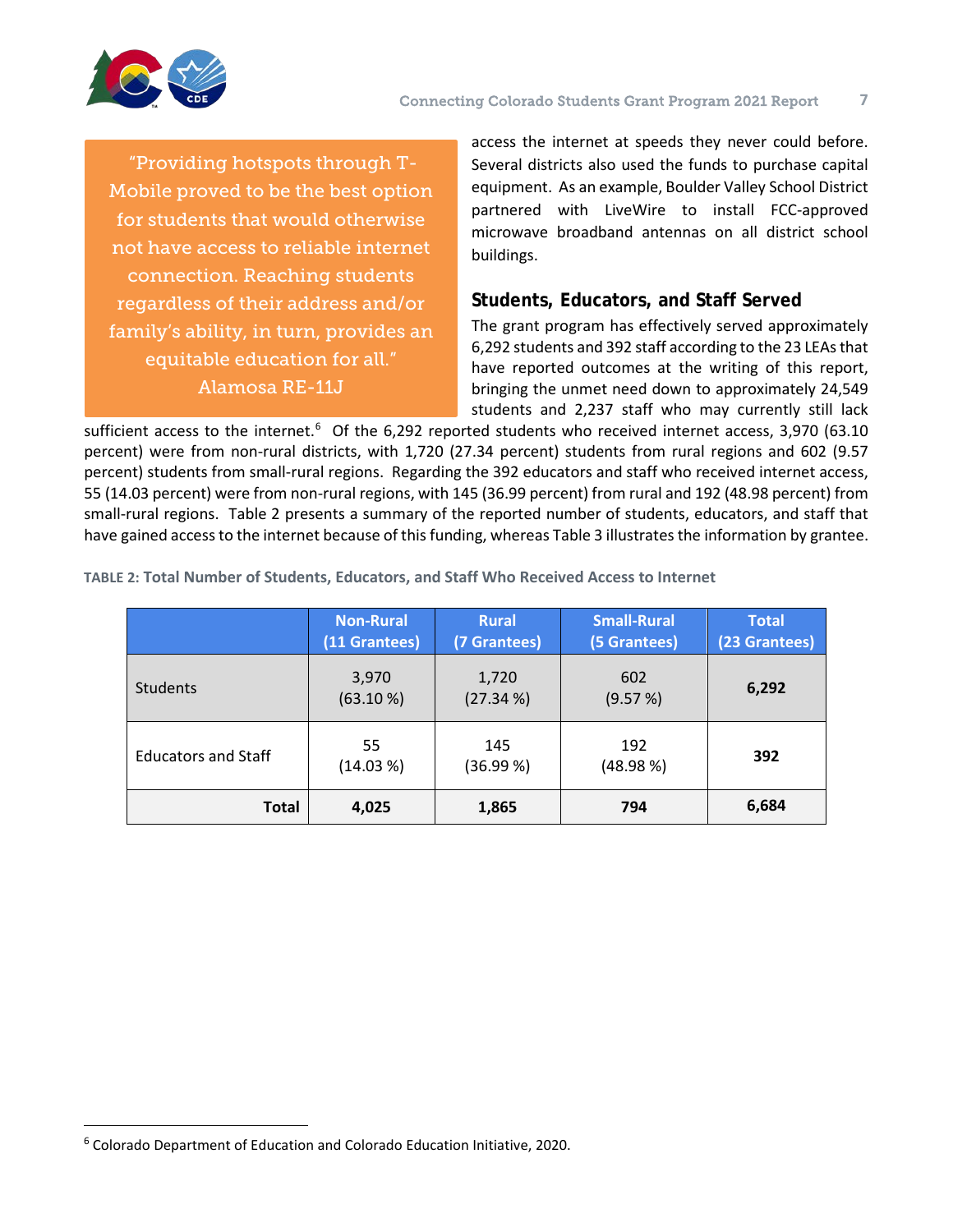> "Providing hotspots through T-Mobile proved to be the best option for students that would otherwise not have access to reliable internet connection. Reaching students regardless of their address and/or family's ability, in turn, provides an equitable education for all."
> Alamosa RE-11J

access the internet at speeds they never could before. Several districts also used the funds to purchase capital equipment. As an example, Boulder Valley School District partnered with LiveWire to install FCC-approved microwave broadband antennas on all district school buildings.

## Students, Educators, and Staff Served

The grant program has effectively served approximately 6,292 students and 392 staff according to the 23 LEAs that have reported outcomes at the writing of this report, bringing the unmet need down to approximately 24,549 students and 2,237 staff who may currently still lack sufficient access to the internet.[6] Of the 6,292 reported students who received internet access, 3,970 (63.10 percent) were from non-rural districts, with 1,720 (27.34 percent) students from rural regions and 602 (9.57 percent) students from small-rural regions. Regarding the 392 educators and staff who received internet access, 55 (14.03 percent) were from non-rural regions, with 145 (36.99 percent) from rural and 192 (48.98 percent) from small-rural regions. Table 2 presents a summary of the reported number of students, educators, and staff that have gained access to the internet because of this funding, whereas Table 3 illustrates the information by grantee.

**TABLE 2: Total Number of Students, Educators, and Staff Who Received Access to Internet**

| | Non-Rural (11 Grantees) | Rural (7 Grantees) | Small-Rural (5 Grantees) | Total (23 Grantees) |
|---|---|---|---|---|
| Students | 3,970 (63.10 %) | 1,720 (27.34 %) | 602 (9.57 %) | **6,292** |
| Educators and Staff | 55 (14.03 %) | 145 (36.99 %) | 192 (48.98 %) | **392** |
| **Total** | **4,025** | **1,865** | **794** | **6,684** |

[6] Colorado Department of Education and Colorado Education Initiative, 2020.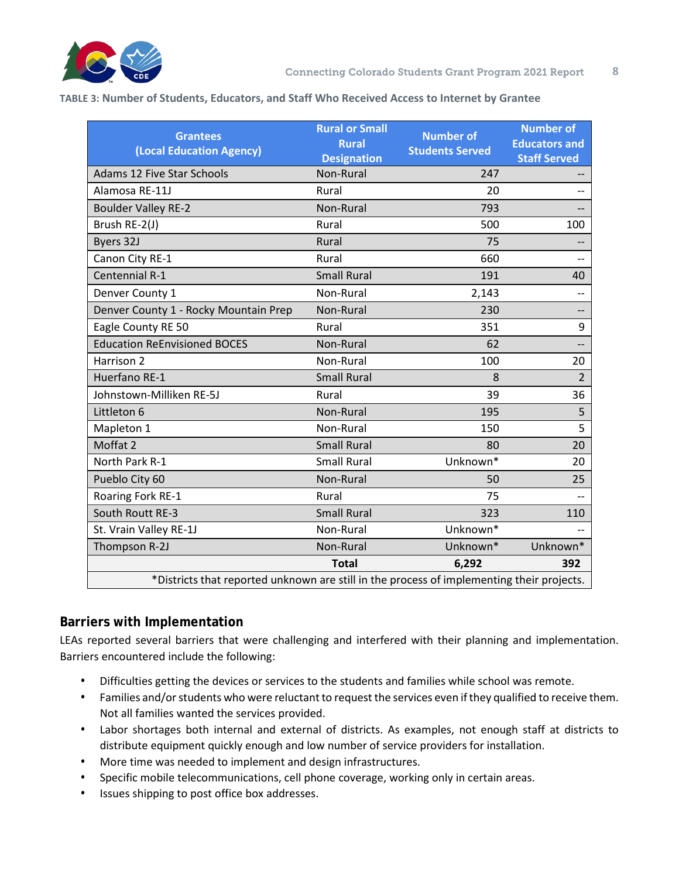**TABLE 3: Number of Students, Educators, and Staff Who Received Access to Internet by Grantee**

| Grantees (Local Education Agency) | Rural or Small Rural Designation | Number of Students Served | Number of Educators and Staff Served |
|---|---|---|---|
| Adams 12 Five Star Schools | Non-Rural | 247 | -- |
| Alamosa RE-11J | Rural | 20 | -- |
| Boulder Valley RE-2 | Non-Rural | 793 | -- |
| Brush RE-2(J) | Rural | 500 | 100 |
| Byers 32J | Rural | 75 | -- |
| Canon City RE-1 | Rural | 660 | -- |
| Centennial R-1 | Small Rural | 191 | 40 |
| Denver County 1 | Non-Rural | 2,143 | -- |
| Denver County 1 - Rocky Mountain Prep | Non-Rural | 230 | -- |
| Eagle County RE 50 | Rural | 351 | 9 |
| Education ReEnvisioned BOCES | Non-Rural | 62 | -- |
| Harrison 2 | Non-Rural | 100 | 20 |
| Huerfano RE-1 | Small Rural | 8 | 2 |
| Johnstown-Milliken RE-5J | Rural | 39 | 36 |
| Littleton 6 | Non-Rural | 195 | 5 |
| Mapleton 1 | Non-Rural | 150 | 5 |
| Moffat 2 | Small Rural | 80 | 20 |
| North Park R-1 | Small Rural | Unknown* | 20 |
| Pueblo City 60 | Non-Rural | 50 | 25 |
| Roaring Fork RE-1 | Rural | 75 | -- |
| South Routt RE-3 | Small Rural | 323 | 110 |
| St. Vrain Valley RE-1J | Non-Rural | Unknown* | -- |
| Thompson R-2J | Non-Rural | Unknown* | Unknown* |
| | **Total** | **6,292** | **392** |

*Districts that reported unknown are still in the process of implementing their projects.

## Barriers with Implementation

LEAs reported several barriers that were challenging and interfered with their planning and implementation. Barriers encountered include the following:

- Difficulties getting the devices or services to the students and families while school was remote.
- Families and/or students who were reluctant to request the services even if they qualified to receive them. Not all families wanted the services provided.
- Labor shortages both internal and external of districts. As examples, not enough staff at districts to distribute equipment quickly enough and low number of service providers for installation.
- More time was needed to implement and design infrastructures.
- Specific mobile telecommunications, cell phone coverage, working only in certain areas.
- Issues shipping to post office box addresses.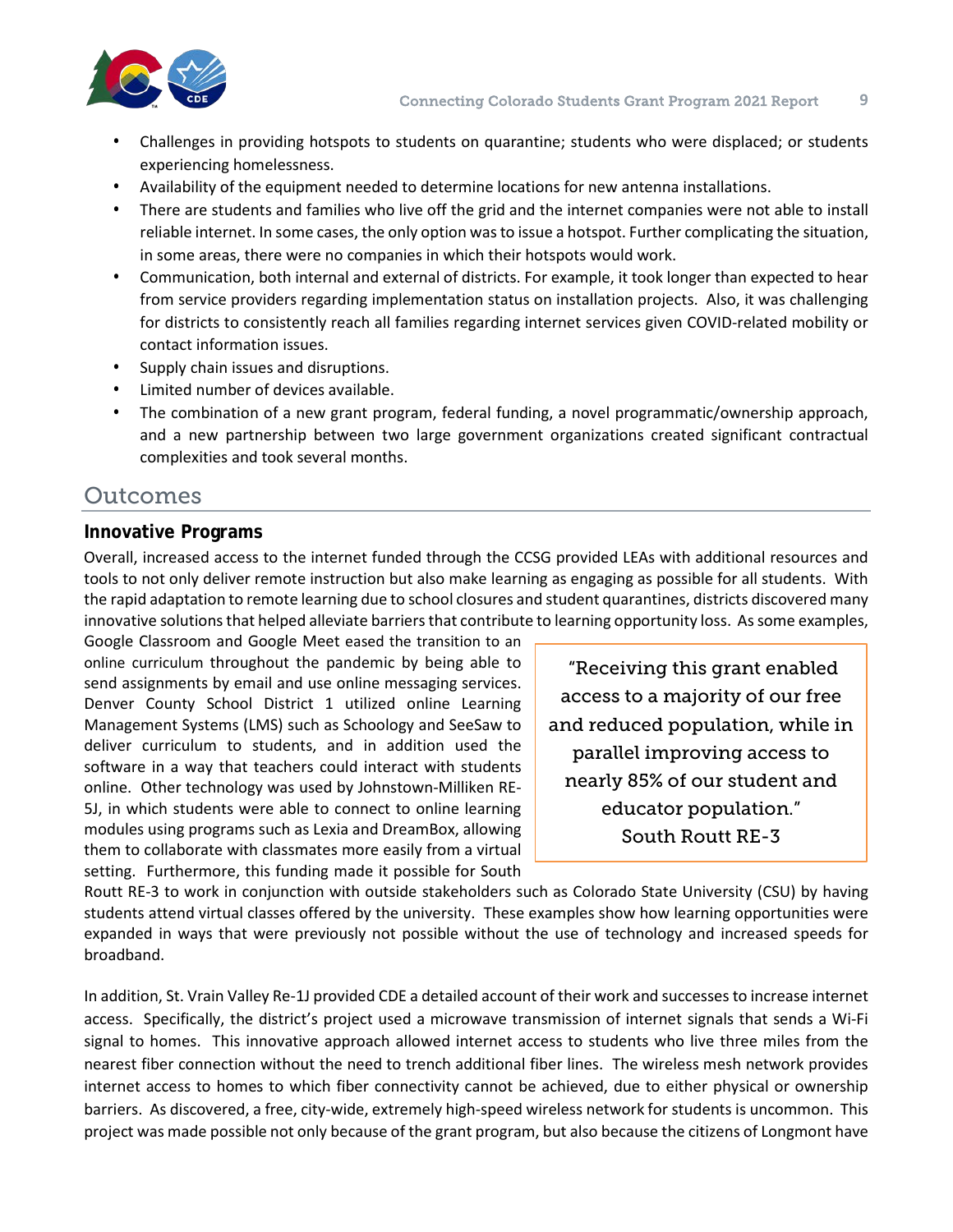- Challenges in providing hotspots to students on quarantine; students who were displaced; or students experiencing homelessness.
- Availability of the equipment needed to determine locations for new antenna installations.
- There are students and families who live off the grid and the internet companies were not able to install reliable internet. In some cases, the only option was to issue a hotspot. Further complicating the situation, in some areas, there were no companies in which their hotspots would work.
- Communication, both internal and external of districts. For example, it took longer than expected to hear from service providers regarding implementation status on installation projects. Also, it was challenging for districts to consistently reach all families regarding internet services given COVID-related mobility or contact information issues.
- Supply chain issues and disruptions.
- Limited number of devices available.
- The combination of a new grant program, federal funding, a novel programmatic/ownership approach, and a new partnership between two large government organizations created significant contractual complexities and took several months.

## Outcomes

### Innovative Programs

Overall, increased access to the internet funded through the CCSG provided LEAs with additional resources and tools to not only deliver remote instruction but also make learning as engaging as possible for all students. With the rapid adaptation to remote learning due to school closures and student quarantines, districts discovered many innovative solutions that helped alleviate barriers that contribute to learning opportunity loss. As some examples, Google Classroom and Google Meet eased the transition to an online curriculum throughout the pandemic by being able to send assignments by email and use online messaging services. Denver County School District 1 utilized online Learning Management Systems (LMS) such as Schoology and SeeSaw to deliver curriculum to students, and in addition used the software in a way that teachers could interact with students online. Other technology was used by Johnstown-Milliken RE-5J, in which students were able to connect to online learning modules using programs such as Lexia and DreamBox, allowing them to collaborate with classmates more easily from a virtual setting. Furthermore, this funding made it possible for South Routt RE-3 to work in conjunction with outside stakeholders such as Colorado State University (CSU) by having students attend virtual classes offered by the university. These examples show how learning opportunities were expanded in ways that were previously not possible without the use of technology and increased speeds for broadband.

> "Receiving this grant enabled access to a majority of our free and reduced population, while in parallel improving access to nearly 85% of our student and educator population."
> South Routt RE-3

In addition, St. Vrain Valley Re-1J provided CDE a detailed account of their work and successes to increase internet access. Specifically, the district's project used a microwave transmission of internet signals that sends a Wi-Fi signal to homes. This innovative approach allowed internet access to students who live three miles from the nearest fiber connection without the need to trench additional fiber lines. The wireless mesh network provides internet access to homes to which fiber connectivity cannot be achieved, due to either physical or ownership barriers. As discovered, a free, city-wide, extremely high-speed wireless network for students is uncommon. This project was made possible not only because of the grant program, but also because the citizens of Longmont have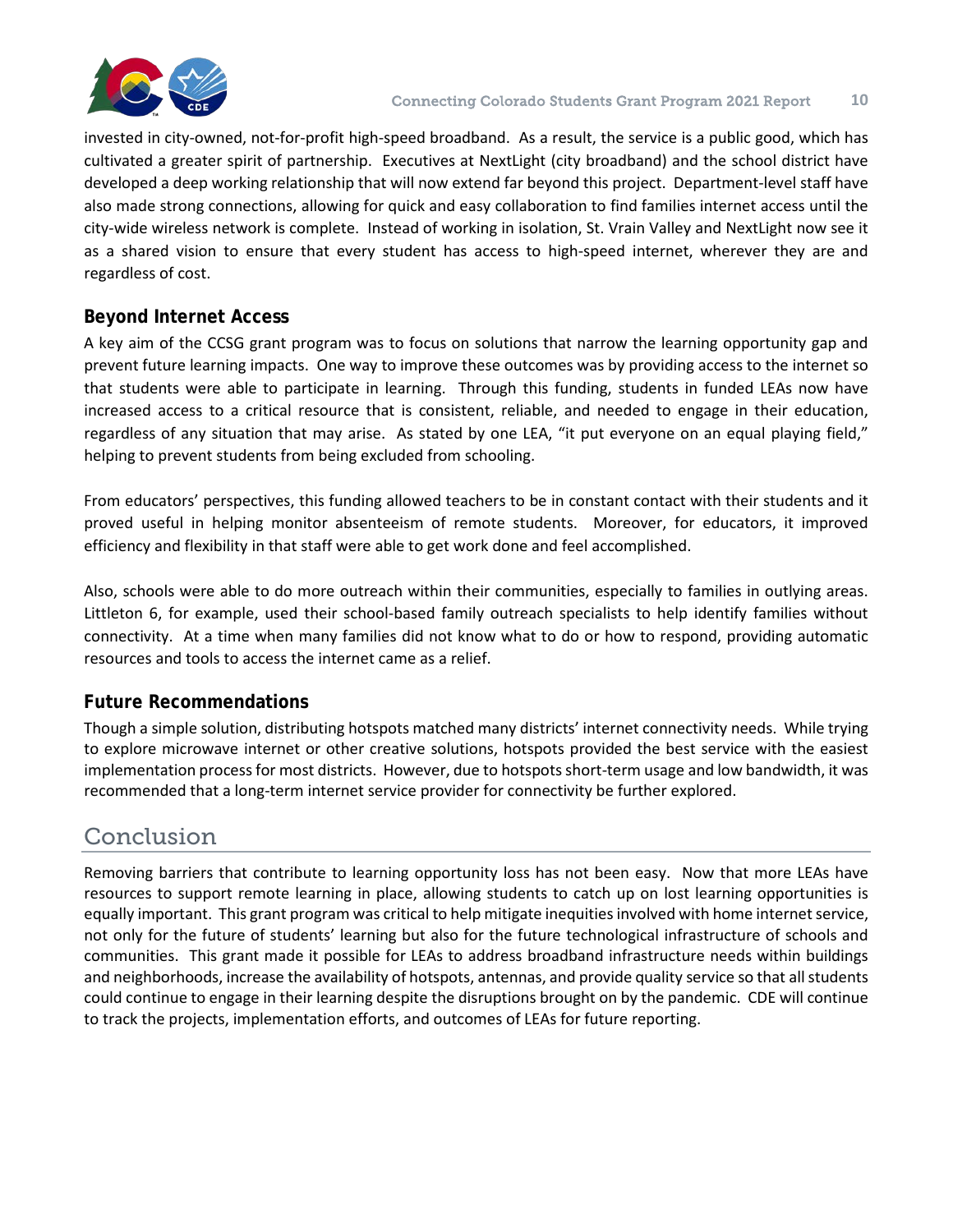invested in city-owned, not-for-profit high-speed broadband. As a result, the service is a public good, which has cultivated a greater spirit of partnership. Executives at NextLight (city broadband) and the school district have developed a deep working relationship that will now extend far beyond this project. Department-level staff have also made strong connections, allowing for quick and easy collaboration to find families internet access until the city-wide wireless network is complete. Instead of working in isolation, St. Vrain Valley and NextLight now see it as a shared vision to ensure that every student has access to high-speed internet, wherever they are and regardless of cost.

### Beyond Internet Access

A key aim of the CCSG grant program was to focus on solutions that narrow the learning opportunity gap and prevent future learning impacts. One way to improve these outcomes was by providing access to the internet so that students were able to participate in learning. Through this funding, students in funded LEAs now have increased access to a critical resource that is consistent, reliable, and needed to engage in their education, regardless of any situation that may arise. As stated by one LEA, "it put everyone on an equal playing field," helping to prevent students from being excluded from schooling.

From educators' perspectives, this funding allowed teachers to be in constant contact with their students and it proved useful in helping monitor absenteeism of remote students. Moreover, for educators, it improved efficiency and flexibility in that staff were able to get work done and feel accomplished.

Also, schools were able to do more outreach within their communities, especially to families in outlying areas. Littleton 6, for example, used their school-based family outreach specialists to help identify families without connectivity. At a time when many families did not know what to do or how to respond, providing automatic resources and tools to access the internet came as a relief.

### Future Recommendations

Though a simple solution, distributing hotspots matched many districts' internet connectivity needs. While trying to explore microwave internet or other creative solutions, hotspots provided the best service with the easiest implementation process for most districts. However, due to hotspots short-term usage and low bandwidth, it was recommended that a long-term internet service provider for connectivity be further explored.

## Conclusion

Removing barriers that contribute to learning opportunity loss has not been easy. Now that more LEAs have resources to support remote learning in place, allowing students to catch up on lost learning opportunities is equally important. This grant program was critical to help mitigate inequities involved with home internet service, not only for the future of students' learning but also for the future technological infrastructure of schools and communities. This grant made it possible for LEAs to address broadband infrastructure needs within buildings and neighborhoods, increase the availability of hotspots, antennas, and provide quality service so that all students could continue to engage in their learning despite the disruptions brought on by the pandemic. CDE will continue to track the projects, implementation efforts, and outcomes of LEAs for future reporting.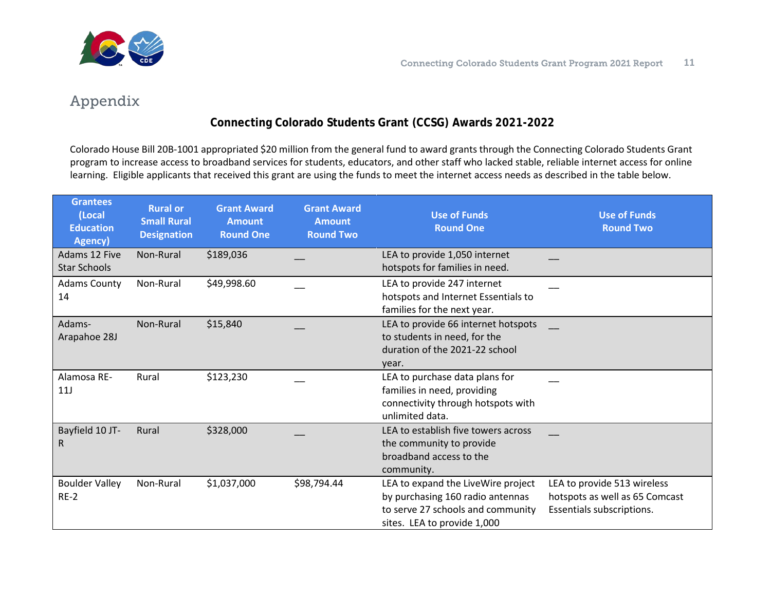## Appendix

### Connecting Colorado Students Grant (CCSG) Awards 2021-2022

Colorado House Bill 20B-1001 appropriated $20 million from the general fund to award grants through the Connecting Colorado Students Grant program to increase access to broadband services for students, educators, and other staff who lacked stable, reliable internet access for online learning. Eligible applicants that received this grant are using the funds to meet the internet access needs as described in the table below.

| Grantees (Local Education Agency) | Rural or Small Rural Designation | Grant Award Amount Round One | Grant Award Amount Round Two | Use of Funds Round One | Use of Funds Round Two |
|---|---|---|---|---|---|
| Adams 12 Five Star Schools | Non-Rural | $189,036 | __ | LEA to provide 1,050 internet hotspots for families in need. | __ |
| Adams County 14 | Non-Rural | $49,998.60 | __ | LEA to provide 247 internet hotspots and Internet Essentials to families for the next year. | __ |
| Adams-Arapahoe 28J | Non-Rural | $15,840 | __ | LEA to provide 66 internet hotspots to students in need, for the duration of the 2021-22 school year. | __ |
| Alamosa RE-11J | Rural | $123,230 | __ | LEA to purchase data plans for families in need, providing connectivity through hotspots with unlimited data. | __ |
| Bayfield 10 JT-R | Rural | $328,000 | __ | LEA to establish five towers across the community to provide broadband access to the community. | __ |
| Boulder Valley RE-2 | Non-Rural | $1,037,000 | $98,794.44 | LEA to expand the LiveWire project by purchasing 160 radio antennas to serve 27 schools and community sites. LEA to provide 1,000 | LEA to provide 513 wireless hotspots as well as 65 Comcast Essentials subscriptions. |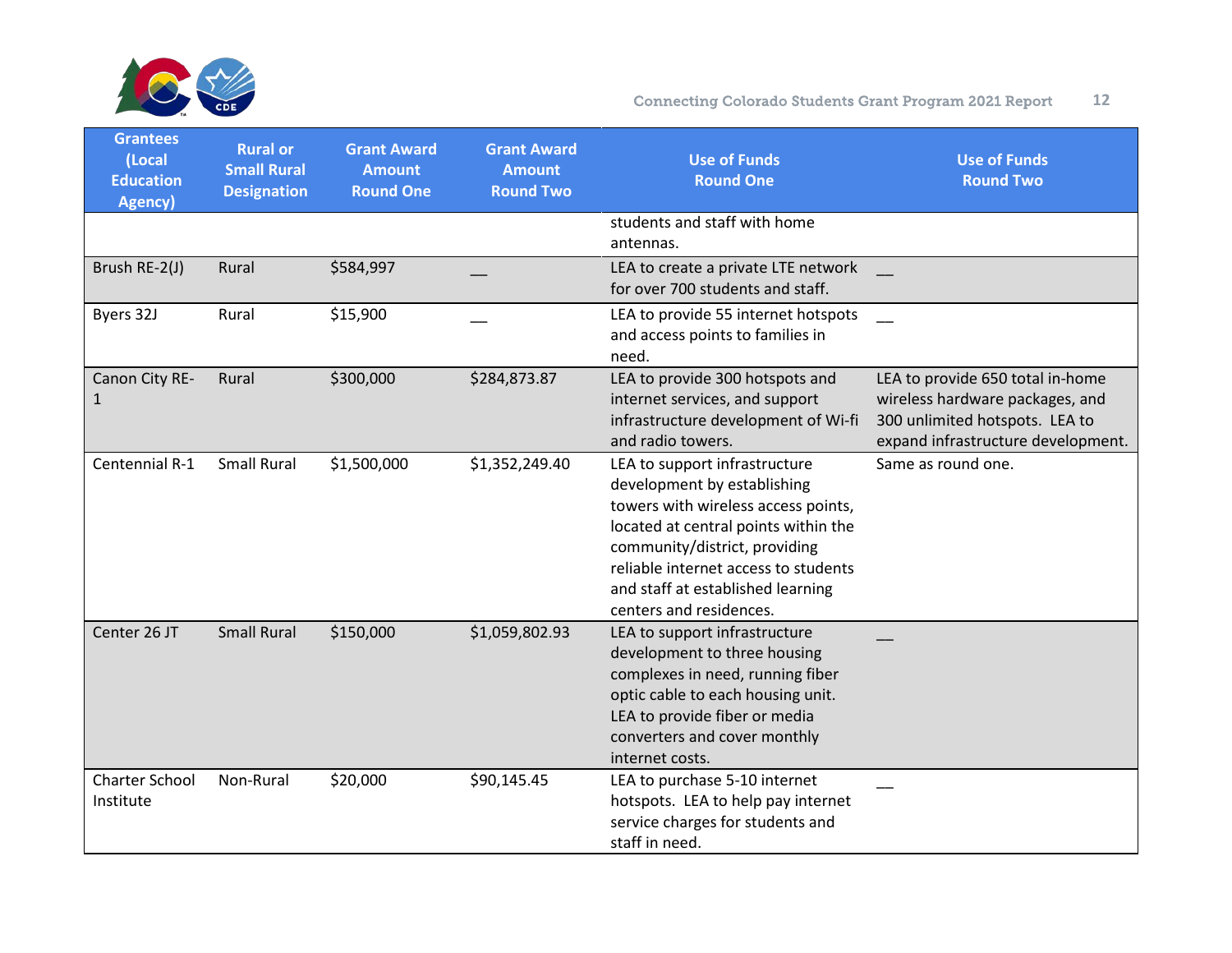| Grantees (Local Education Agency) | Rural or Small Rural Designation | Grant Award Amount Round One | Grant Award Amount Round Two | Use of Funds Round One | Use of Funds Round Two |
|---|---|---|---|---|---|
| | | | | students and staff with home antennas. | |
| Brush RE-2(J) | Rural | $584,997 | __ | LEA to create a private LTE network for over 700 students and staff. | __ |
| Byers 32J | Rural | $15,900 | __ | LEA to provide 55 internet hotspots and access points to families in need. | __ |
| Canon City RE-1 | Rural | $300,000 | $284,873.87 | LEA to provide 300 hotspots and internet services, and support infrastructure development of Wi-fi and radio towers. | LEA to provide 650 total in-home wireless hardware packages, and 300 unlimited hotspots. LEA to expand infrastructure development. |
| Centennial R-1 | Small Rural | $1,500,000 | $1,352,249.40 | LEA to support infrastructure development by establishing towers with wireless access points, located at central points within the community/district, providing reliable internet access to students and staff at established learning centers and residences. | Same as round one. |
| Center 26 JT | Small Rural | $150,000 | $1,059,802.93 | LEA to support infrastructure development to three housing complexes in need, running fiber optic cable to each housing unit. LEA to provide fiber or media converters and cover monthly internet costs. | __ |
| Charter School Institute | Non-Rural | $20,000 | $90,145.45 | LEA to purchase 5-10 internet hotspots. LEA to help pay internet service charges for students and staff in need. | __ |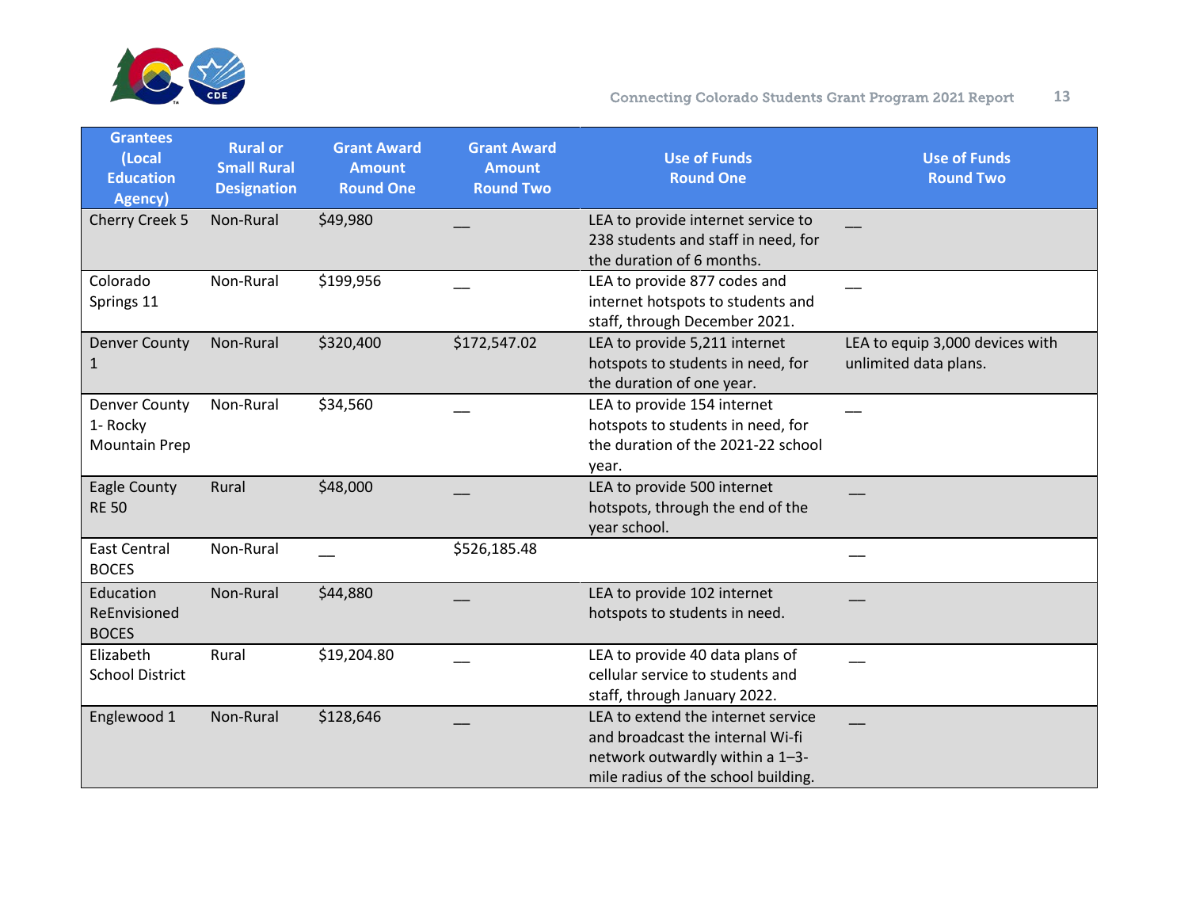| Grantees (Local Education Agency) | Rural or Small Rural Designation | Grant Award Amount Round One | Grant Award Amount Round Two | Use of Funds Round One | Use of Funds Round Two |
|---|---|---|---|---|---|
| Cherry Creek 5 | Non-Rural | $49,980 | __ | LEA to provide internet service to 238 students and staff in need, for the duration of 6 months. | __ |
| Colorado Springs 11 | Non-Rural | $199,956 | __ | LEA to provide 877 codes and internet hotspots to students and staff, through December 2021. | __ |
| Denver County 1 | Non-Rural | $320,400 | $172,547.02 | LEA to provide 5,211 internet hotspots to students in need, for the duration of one year. | LEA to equip 3,000 devices with unlimited data plans. |
| Denver County 1- Rocky Mountain Prep | Non-Rural | $34,560 | __ | LEA to provide 154 internet hotspots to students in need, for the duration of the 2021-22 school year. | __ |
| Eagle County RE 50 | Rural | $48,000 | __ | LEA to provide 500 internet hotspots, through the end of the year school. | __ |
| East Central BOCES | Non-Rural | __ | $526,185.48 | | __ |
| Education ReEnvisioned BOCES | Non-Rural | $44,880 | __ | LEA to provide 102 internet hotspots to students in need. | __ |
| Elizabeth School District | Rural | $19,204.80 | __ | LEA to provide 40 data plans of cellular service to students and staff, through January 2022. | __ |
| Englewood 1 | Non-Rural | $128,646 | __ | LEA to extend the internet service and broadcast the internal Wi-fi network outwardly within a 1–3-mile radius of the school building. | __ |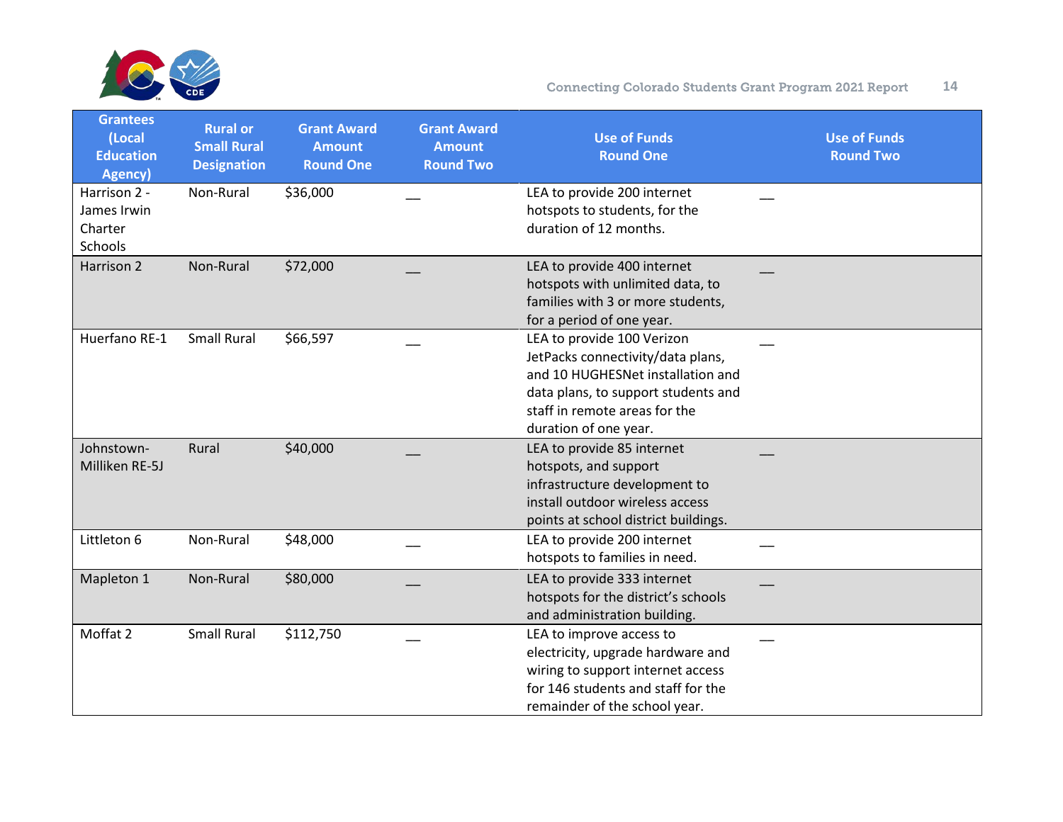| Grantees (Local Education Agency) | Rural or Small Rural Designation | Grant Award Amount Round One | Grant Award Amount Round Two | Use of Funds Round One | Use of Funds Round Two |
|---|---|---|---|---|---|
| Harrison 2 - James Irwin Charter Schools | Non-Rural | $36,000 | __ | LEA to provide 200 internet hotspots to students, for the duration of 12 months. | __ |
| Harrison 2 | Non-Rural | $72,000 | __ | LEA to provide 400 internet hotspots with unlimited data, to families with 3 or more students, for a period of one year. | __ |
| Huerfano RE-1 | Small Rural | $66,597 | __ | LEA to provide 100 Verizon JetPacks connectivity/data plans, and 10 HUGHESNet installation and data plans, to support students and staff in remote areas for the duration of one year. | __ |
| Johnstown-Milliken RE-5J | Rural | $40,000 | __ | LEA to provide 85 internet hotspots, and support infrastructure development to install outdoor wireless access points at school district buildings. | __ |
| Littleton 6 | Non-Rural | $48,000 | __ | LEA to provide 200 internet hotspots to families in need. | __ |
| Mapleton 1 | Non-Rural | $80,000 | __ | LEA to provide 333 internet hotspots for the district's schools and administration building. | __ |
| Moffat 2 | Small Rural | $112,750 | __ | LEA to improve access to electricity, upgrade hardware and wiring to support internet access for 146 students and staff for the remainder of the school year. | __ |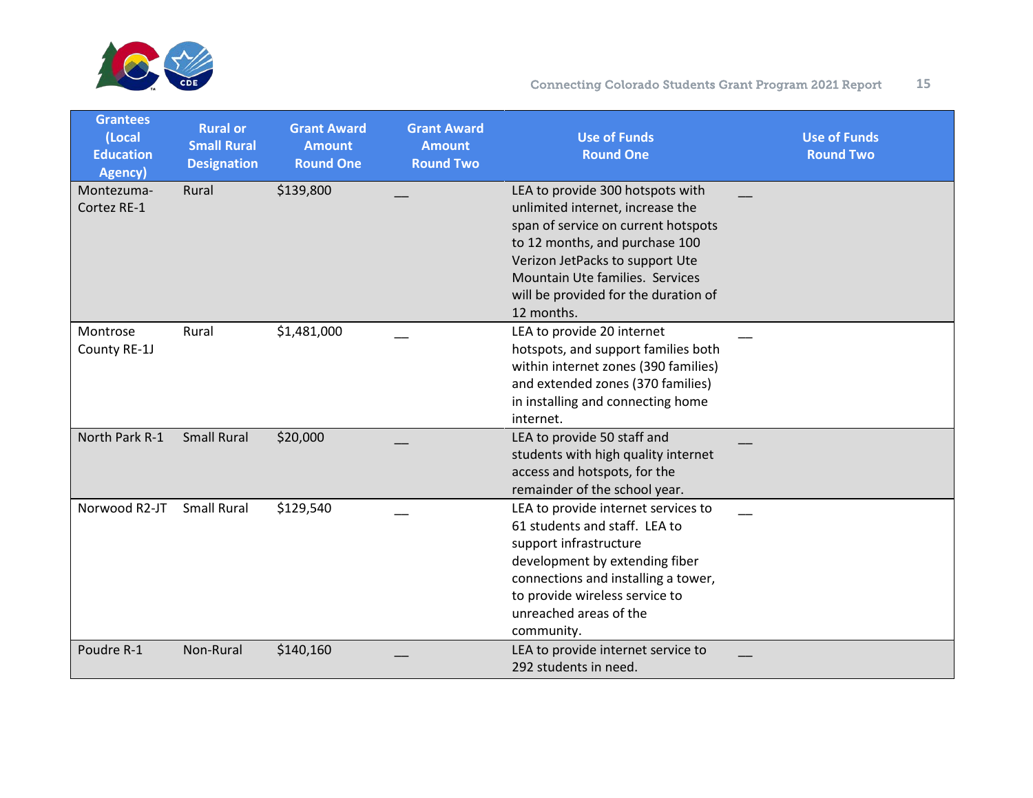| Grantees (Local Education Agency) | Rural or Small Rural Designation | Grant Award Amount Round One | Grant Award Amount Round Two | Use of Funds Round One | Use of Funds Round Two |
|---|---|---|---|---|---|
| Montezuma-Cortez RE-1 | Rural | $139,800 | __ | LEA to provide 300 hotspots with unlimited internet, increase the span of service on current hotspots to 12 months, and purchase 100 Verizon JetPacks to support Ute Mountain Ute families. Services will be provided for the duration of 12 months. | __ |
| Montrose County RE-1J | Rural | $1,481,000 | __ | LEA to provide 20 internet hotspots, and support families both within internet zones (390 families) and extended zones (370 families) in installing and connecting home internet. | __ |
| North Park R-1 | Small Rural | $20,000 | __ | LEA to provide 50 staff and students with high quality internet access and hotspots, for the remainder of the school year. | __ |
| Norwood R2-JT | Small Rural | $129,540 | __ | LEA to provide internet services to 61 students and staff. LEA to support infrastructure development by extending fiber connections and installing a tower, to provide wireless service to unreached areas of the community. | __ |
| Poudre R-1 | Non-Rural | $140,160 | __ | LEA to provide internet service to 292 students in need. | __ |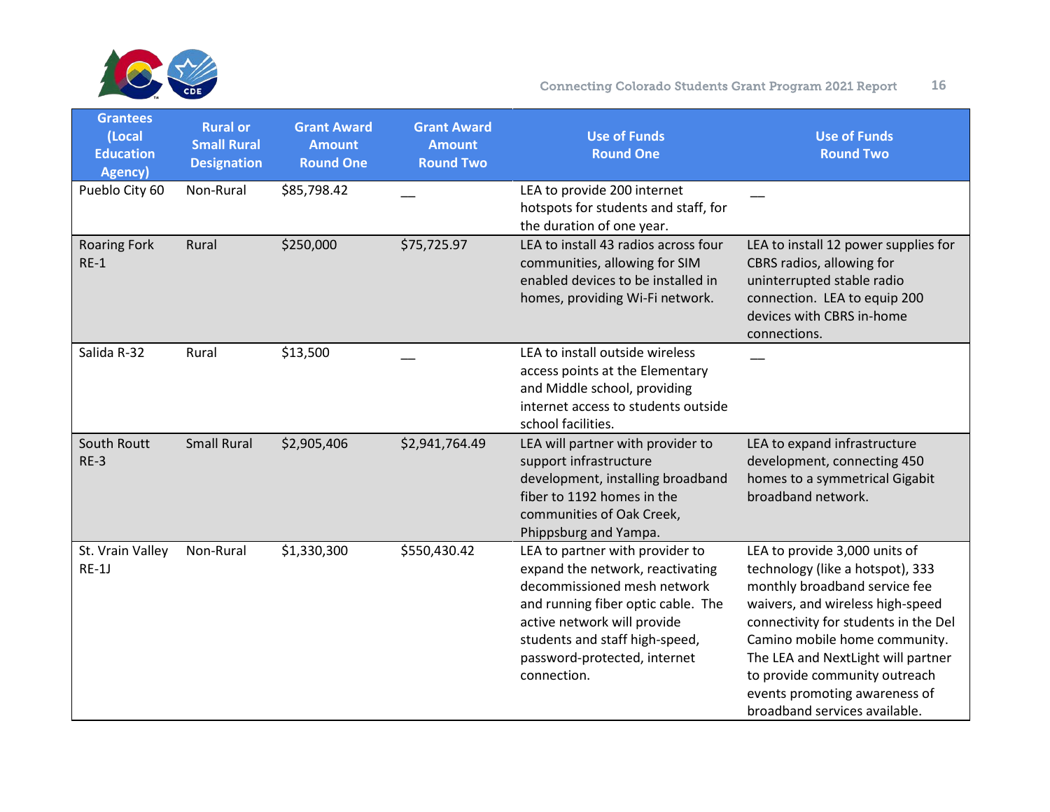| Grantees (Local Education Agency) | Rural or Small Rural Designation | Grant Award Amount Round One | Grant Award Amount Round Two | Use of Funds Round One | Use of Funds Round Two |
|---|---|---|---|---|---|
| Pueblo City 60 | Non-Rural | $85,798.42 | __ | LEA to provide 200 internet hotspots for students and staff, for the duration of one year. | __ |
| Roaring Fork RE-1 | Rural | $250,000 | $75,725.97 | LEA to install 43 radios across four communities, allowing for SIM enabled devices to be installed in homes, providing Wi-Fi network. | LEA to install 12 power supplies for CBRS radios, allowing for uninterrupted stable radio connection. LEA to equip 200 devices with CBRS in-home connections. |
| Salida R-32 | Rural | $13,500 | __ | LEA to install outside wireless access points at the Elementary and Middle school, providing internet access to students outside school facilities. | __ |
| South Routt RE-3 | Small Rural | $2,905,406 | $2,941,764.49 | LEA will partner with provider to support infrastructure development, installing broadband fiber to 1192 homes in the communities of Oak Creek, Phippsburg and Yampa. | LEA to expand infrastructure development, connecting 450 homes to a symmetrical Gigabit broadband network. |
| St. Vrain Valley RE-1J | Non-Rural | $1,330,300 | $550,430.42 | LEA to partner with provider to expand the network, reactivating decommissioned mesh network and running fiber optic cable. The active network will provide students and staff high-speed, password-protected, internet connection. | LEA to provide 3,000 units of technology (like a hotspot), 333 monthly broadband service fee waivers, and wireless high-speed connectivity for students in the Del Camino mobile home community. The LEA and NextLight will partner to provide community outreach events promoting awareness of broadband services available. |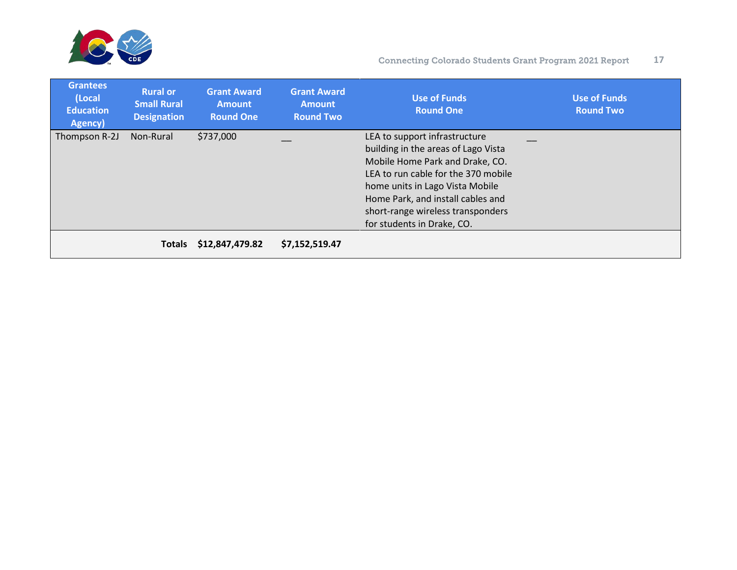| Grantees (Local Education Agency) | Rural or Small Rural Designation | Grant Award Amount Round One | Grant Award Amount Round Two | Use of Funds Round One | Use of Funds Round Two |
|---|---|---|---|---|---|
| Thompson R-2J | Non-Rural | $737,000 | __ | LEA to support infrastructure building in the areas of Lago Vista Mobile Home Park and Drake, CO. LEA to run cable for the 370 mobile home units in Lago Vista Mobile Home Park, and install cables and short-range wireless transponders for students in Drake, CO. | __ |
| | **Totals** | **$12,847,479.82** | **$7,152,519.47** | | |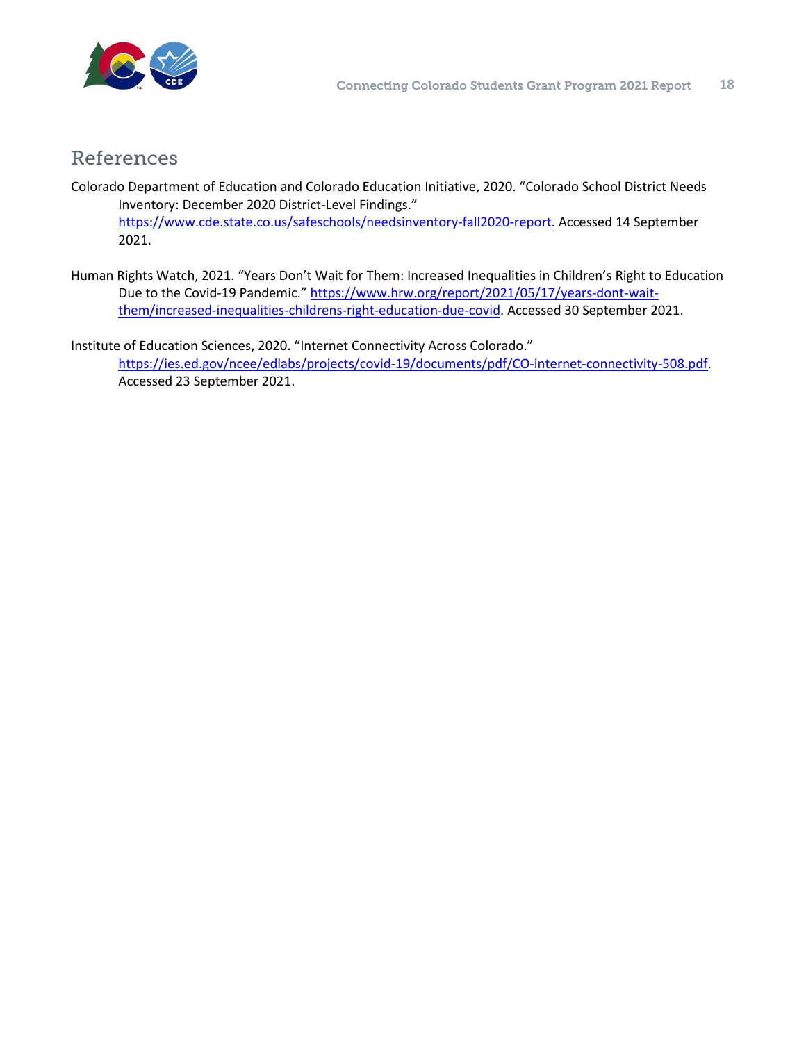# References

Colorado Department of Education and Colorado Education Initiative, 2020. “Colorado School District Needs Inventory: December 2020 District-Level Findings.” https://www.cde.state.co.us/safeschools/needsinventory-fall2020-report. Accessed 14 September 2021.

Human Rights Watch, 2021. “Years Don’t Wait for Them: Increased Inequalities in Children’s Right to Education Due to the Covid-19 Pandemic.” https://www.hrw.org/report/2021/05/17/years-dont-wait-them/increased-inequalities-childrens-right-education-due-covid. Accessed 30 September 2021.

Institute of Education Sciences, 2020. “Internet Connectivity Across Colorado.” https://ies.ed.gov/ncee/edlabs/projects/covid-19/documents/pdf/CO-internet-connectivity-508.pdf. Accessed 23 September 2021.